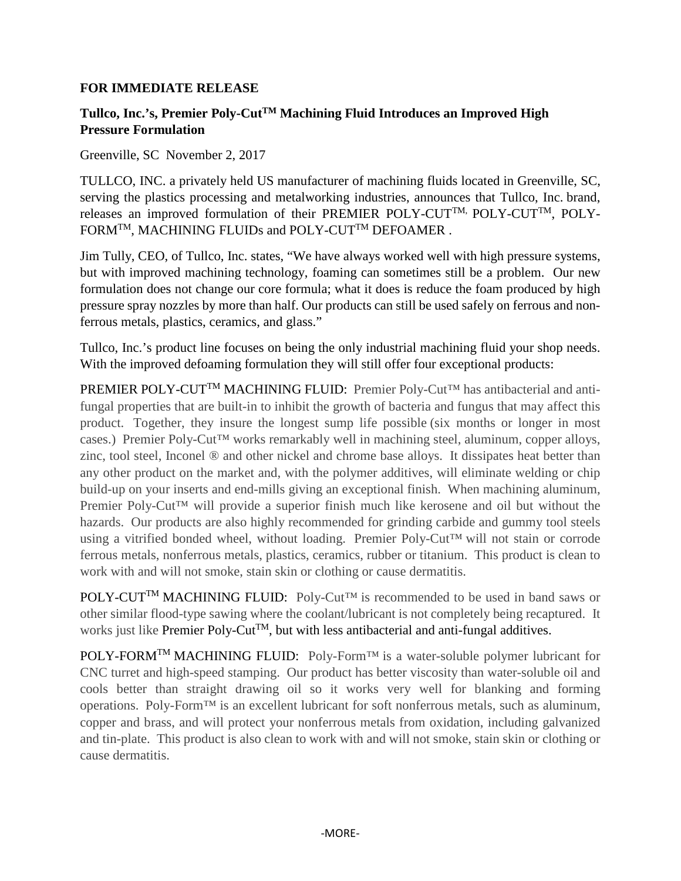**FOR IMMEDIATE RELEASE**

**Tullco, Inc.'s, Premier Poly-Cut$^{TM}$ Machining Fluid Introduces an Improved High Pressure Formulation**

Greenville, SC November 2, 2017

TULLCO, INC. a privately held US manufacturer of machining fluids located in Greenville, SC, serving the plastics processing and metalworking industries, announces that Tullco, Inc. brand, releases an improved formulation of their PREMIER POLY-CUT$^{TM,}$ POLY-CUT$^{TM}$, POLY-FORM$^{TM}$, MACHINING FLUIDs and POLY-CUT$^{TM}$ DEFOAMER .

Jim Tully, CEO, of Tullco, Inc. states, "We have always worked well with high pressure systems, but with improved machining technology, foaming can sometimes still be a problem. Our new formulation does not change our core formula; what it does is reduce the foam produced by high pressure spray nozzles by more than half. Our products can still be used safely on ferrous and non-ferrous metals, plastics, ceramics, and glass."

Tullco, Inc.'s product line focuses on being the only industrial machining fluid your shop needs. With the improved defoaming formulation they will still offer four exceptional products:

PREMIER POLY-CUT$^{TM}$ MACHINING FLUID: Premier Poly-Cut™ has antibacterial and anti-fungal properties that are built-in to inhibit the growth of bacteria and fungus that may affect this product. Together, they insure the longest sump life possible (six months or longer in most cases.) Premier Poly-Cut™ works remarkably well in machining steel, aluminum, copper alloys, zinc, tool steel, Inconel ® and other nickel and chrome base alloys. It dissipates heat better than any other product on the market and, with the polymer additives, will eliminate welding or chip build-up on your inserts and end-mills giving an exceptional finish. When machining aluminum, Premier Poly-Cut™ will provide a superior finish much like kerosene and oil but without the hazards. Our products are also highly recommended for grinding carbide and gummy tool steels using a vitrified bonded wheel, without loading. Premier Poly-Cut™ will not stain or corrode ferrous metals, nonferrous metals, plastics, ceramics, rubber or titanium. This product is clean to work with and will not smoke, stain skin or clothing or cause dermatitis.

POLY-CUT$^{TM}$ MACHINING FLUID: Poly-Cut™ is recommended to be used in band saws or other similar flood-type sawing where the coolant/lubricant is not completely being recaptured. It works just like Premier Poly-Cut$^{TM}$, but with less antibacterial and anti-fungal additives.

POLY-FORM$^{TM}$ MACHINING FLUID: Poly-Form™ is a water-soluble polymer lubricant for CNC turret and high-speed stamping. Our product has better viscosity than water-soluble oil and cools better than straight drawing oil so it works very well for blanking and forming operations. Poly-Form™ is an excellent lubricant for soft nonferrous metals, such as aluminum, copper and brass, and will protect your nonferrous metals from oxidation, including galvanized and tin-plate. This product is also clean to work with and will not smoke, stain skin or clothing or cause dermatitis.

-MORE-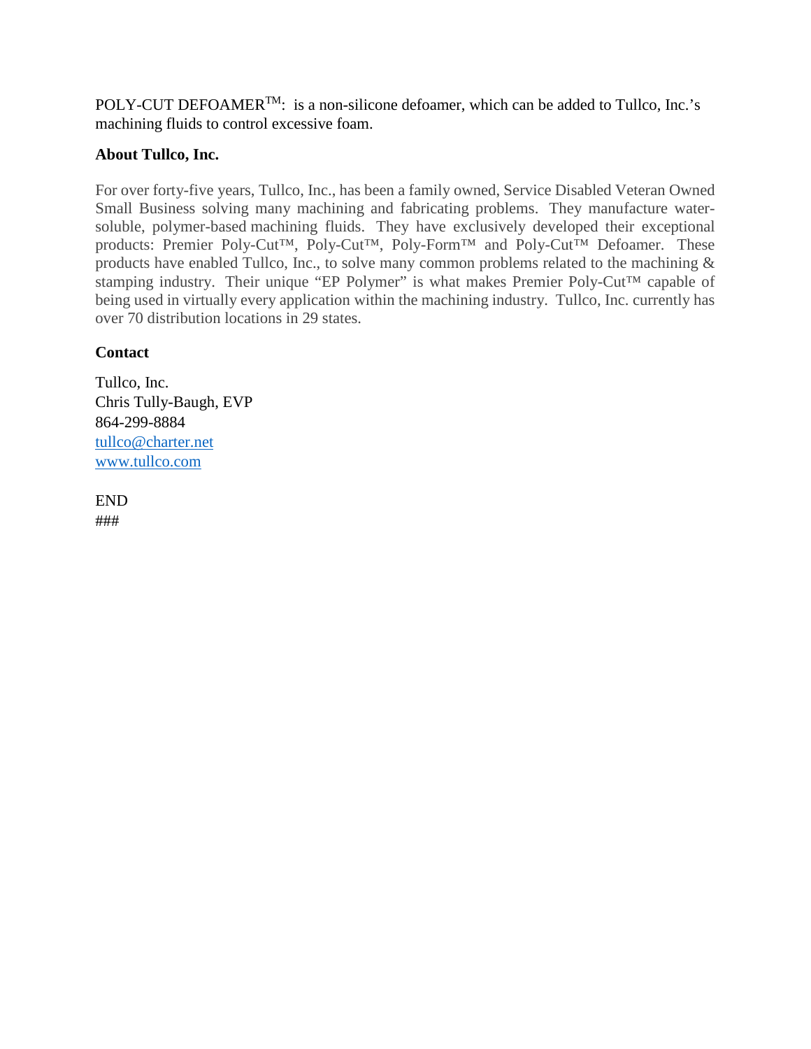POLY-CUT DEFOAMER™: is a non-silicone defoamer, which can be added to Tullco, Inc.'s machining fluids to control excessive foam.

**About Tullco, Inc.**

For over forty-five years, Tullco, Inc., has been a family owned, Service Disabled Veteran Owned Small Business solving many machining and fabricating problems. They manufacture water-soluble, polymer-based machining fluids. They have exclusively developed their exceptional products: Premier Poly-Cut™, Poly-Cut™, Poly-Form™ and Poly-Cut™ Defoamer. These products have enabled Tullco, Inc., to solve many common problems related to the machining & stamping industry. Their unique "EP Polymer" is what makes Premier Poly-Cut™ capable of being used in virtually every application within the machining industry. Tullco, Inc. currently has over 70 distribution locations in 29 states.

**Contact**

Tullco, Inc.
Chris Tully-Baugh, EVP
864-299-8884
tullco@charter.net
www.tullco.com

END
###